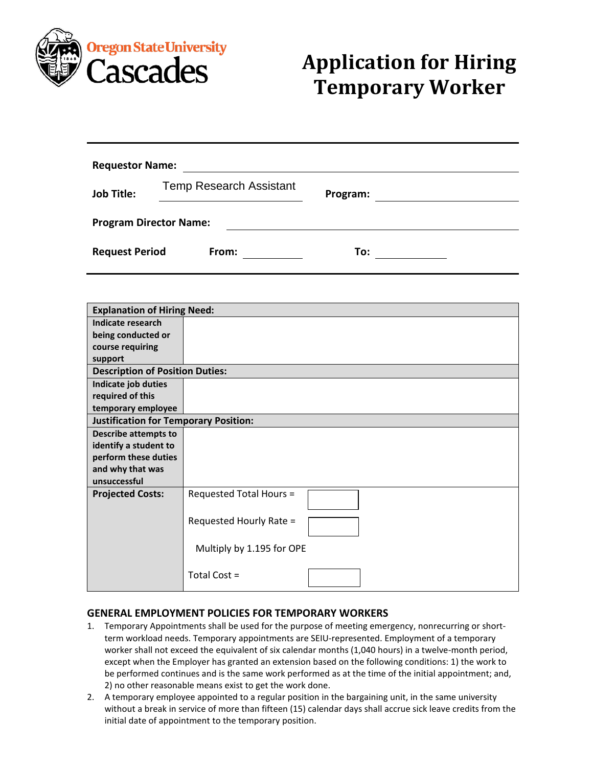Oregon State University Cascades

# Application for Hiring Temporary Worker

**Requestor Name:** ____________________

**Job Title:** Temp Research Assistant **Program:** ____________________

**Program Director Name:** ____________________

**Request Period** **From:** __________ **To:** __________

| **Explanation of Hiring Need:** | |
|---|---|
| **Indicate research being conducted or course requiring support** | |
| **Description of Position Duties:** | |
| **Indicate job duties required of this temporary employee** | |
| **Justification for Temporary Position:** | |
| **Describe attempts to identify a student to perform these duties and why that was unsuccessful** | |
| **Projected Costs:** | Requested Total Hours = <br><br> Requested Hourly Rate = <br><br> Multiply by 1.195 for OPE <br><br> Total Cost = |

### GENERAL EMPLOYMENT POLICIES FOR TEMPORARY WORKERS

1. Temporary Appointments shall be used for the purpose of meeting emergency, nonrecurring or short-term workload needs. Temporary appointments are SEIU-represented. Employment of a temporary worker shall not exceed the equivalent of six calendar months (1,040 hours) in a twelve-month period, except when the Employer has granted an extension based on the following conditions: 1) the work to be performed continues and is the same work performed as at the time of the initial appointment; and, 2) no other reasonable means exist to get the work done.
2. A temporary employee appointed to a regular position in the bargaining unit, in the same university without a break in service of more than fifteen (15) calendar days shall accrue sick leave credits from the initial date of appointment to the temporary position.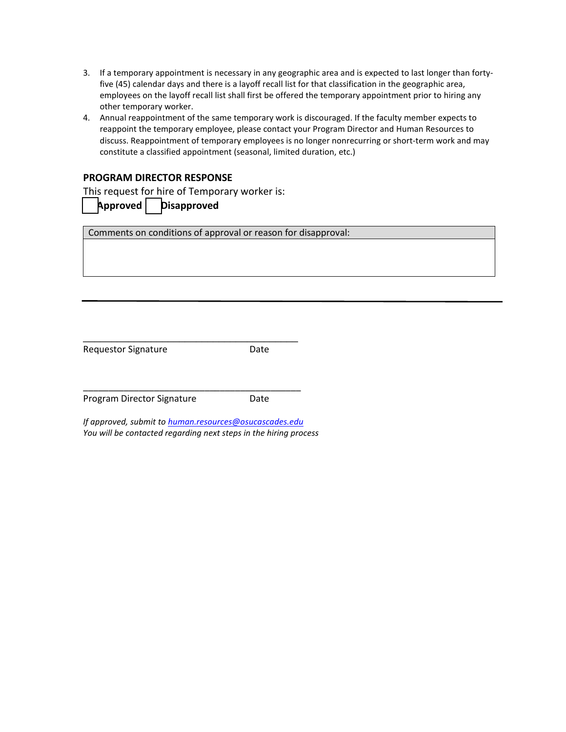3. If a temporary appointment is necessary in any geographic area and is expected to last longer than forty-five (45) calendar days and there is a layoff recall list for that classification in the geographic area, employees on the layoff recall list shall first be offered the temporary appointment prior to hiring any other temporary worker.
4. Annual reappointment of the same temporary work is discouraged. If the faculty member expects to reappoint the temporary employee, please contact your Program Director and Human Resources to discuss. Reappointment of temporary employees is no longer nonrecurring or short-term work and may constitute a classified appointment (seasonal, limited duration, etc.)

### PROGRAM DIRECTOR RESPONSE

This request for hire of Temporary worker is:

☐ **Approved** ☐ **Disapproved**

| Comments on conditions of approval or reason for disapproval: |
| --- |
| |

---

\_\_\_\_\_\_\_\_\_\_\_\_\_\_\_\_\_\_\_\_\_\_\_\_\_\_\_\_\_\_\_\_\_\_\_\_\_\_\_\_\_\_\_\_

Requestor Signature Date

\_\_\_\_\_\_\_\_\_\_\_\_\_\_\_\_\_\_\_\_\_\_\_\_\_\_\_\_\_\_\_\_\_\_\_\_\_\_\_\_\_\_\_\_

Program Director Signature Date

*If approved, submit to [human.resources@osucascades.edu](mailto:human.resources@osucascades.edu)*
*You will be contacted regarding next steps in the hiring process*